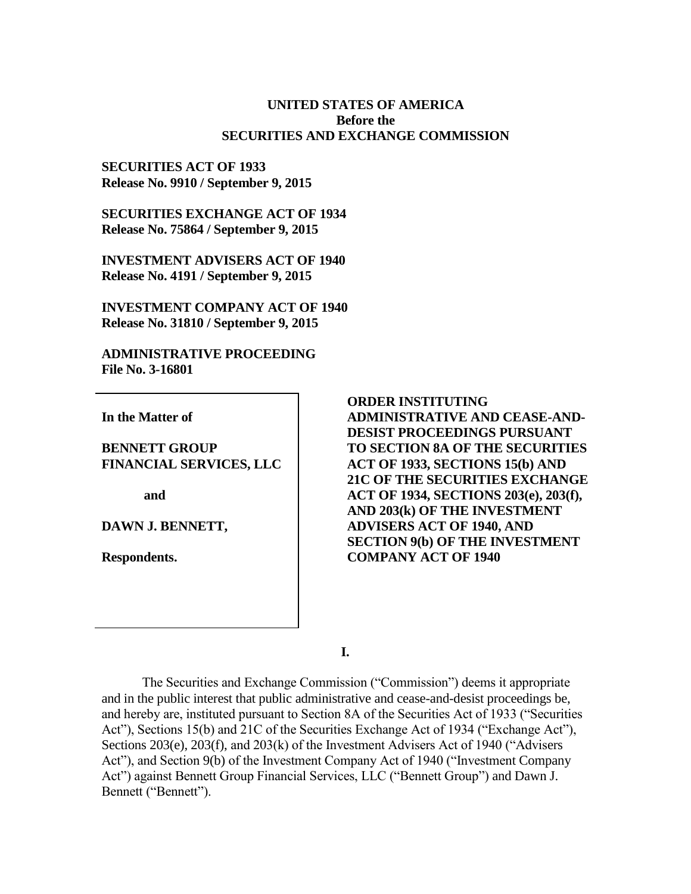**UNITED STATES OF AMERICA**
**Before the**
**SECURITIES AND EXCHANGE COMMISSION**

**SECURITIES ACT OF 1933**
**Release No. 9910 / September 9, 2015**

**SECURITIES EXCHANGE ACT OF 1934**
**Release No. 75864 / September 9, 2015**

**INVESTMENT ADVISERS ACT OF 1940**
**Release No. 4191 / September 9, 2015**

**INVESTMENT COMPANY ACT OF 1940**
**Release No. 31810 / September 9, 2015**

**ADMINISTRATIVE PROCEEDING**
**File No. 3-16801**

**In the Matter of**

**BENNETT GROUP FINANCIAL SERVICES, LLC**

**and**

**DAWN J. BENNETT,**

**Respondents.**

**ORDER INSTITUTING ADMINISTRATIVE AND CEASE-AND-DESIST PROCEEDINGS PURSUANT TO SECTION 8A OF THE SECURITIES ACT OF 1933, SECTIONS 15(b) AND 21C OF THE SECURITIES EXCHANGE ACT OF 1934, SECTIONS 203(e), 203(f), AND 203(k) OF THE INVESTMENT ADVISERS ACT OF 1940, AND SECTION 9(b) OF THE INVESTMENT COMPANY ACT OF 1940**

**I.**

The Securities and Exchange Commission ("Commission") deems it appropriate and in the public interest that public administrative and cease-and-desist proceedings be, and hereby are, instituted pursuant to Section 8A of the Securities Act of 1933 ("Securities Act"), Sections 15(b) and 21C of the Securities Exchange Act of 1934 ("Exchange Act"), Sections 203(e), 203(f), and 203(k) of the Investment Advisers Act of 1940 ("Advisers Act"), and Section 9(b) of the Investment Company Act of 1940 ("Investment Company Act") against Bennett Group Financial Services, LLC ("Bennett Group") and Dawn J. Bennett ("Bennett").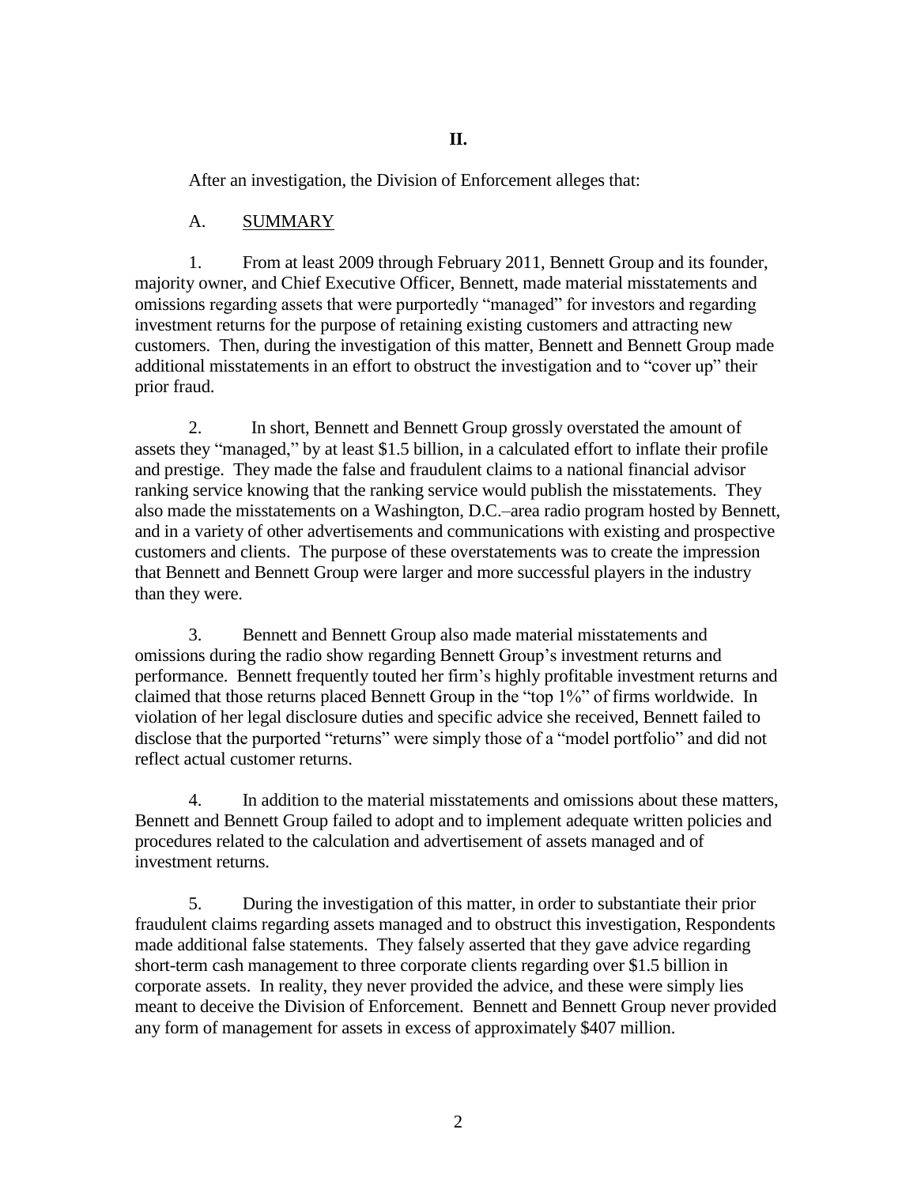## II.

After an investigation, the Division of Enforcement alleges that:

### A. SUMMARY

1. From at least 2009 through February 2011, Bennett Group and its founder, majority owner, and Chief Executive Officer, Bennett, made material misstatements and omissions regarding assets that were purportedly "managed" for investors and regarding investment returns for the purpose of retaining existing customers and attracting new customers. Then, during the investigation of this matter, Bennett and Bennett Group made additional misstatements in an effort to obstruct the investigation and to "cover up" their prior fraud.

2. In short, Bennett and Bennett Group grossly overstated the amount of assets they "managed," by at least $1.5 billion, in a calculated effort to inflate their profile and prestige. They made the false and fraudulent claims to a national financial advisor ranking service knowing that the ranking service would publish the misstatements. They also made the misstatements on a Washington, D.C.–area radio program hosted by Bennett, and in a variety of other advertisements and communications with existing and prospective customers and clients. The purpose of these overstatements was to create the impression that Bennett and Bennett Group were larger and more successful players in the industry than they were.

3. Bennett and Bennett Group also made material misstatements and omissions during the radio show regarding Bennett Group's investment returns and performance. Bennett frequently touted her firm's highly profitable investment returns and claimed that those returns placed Bennett Group in the "top 1%" of firms worldwide. In violation of her legal disclosure duties and specific advice she received, Bennett failed to disclose that the purported "returns" were simply those of a "model portfolio" and did not reflect actual customer returns.

4. In addition to the material misstatements and omissions about these matters, Bennett and Bennett Group failed to adopt and to implement adequate written policies and procedures related to the calculation and advertisement of assets managed and of investment returns.

5. During the investigation of this matter, in order to substantiate their prior fraudulent claims regarding assets managed and to obstruct this investigation, Respondents made additional false statements. They falsely asserted that they gave advice regarding short-term cash management to three corporate clients regarding over $1.5 billion in corporate assets. In reality, they never provided the advice, and these were simply lies meant to deceive the Division of Enforcement. Bennett and Bennett Group never provided any form of management for assets in excess of approximately $407 million.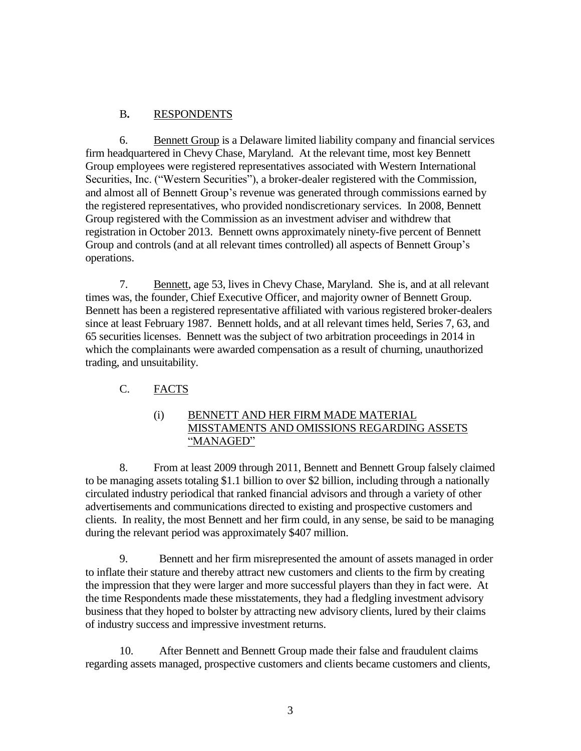## B. RESPONDENTS

6. Bennett Group is a Delaware limited liability company and financial services firm headquartered in Chevy Chase, Maryland. At the relevant time, most key Bennett Group employees were registered representatives associated with Western International Securities, Inc. ("Western Securities"), a broker-dealer registered with the Commission, and almost all of Bennett Group's revenue was generated through commissions earned by the registered representatives, who provided nondiscretionary services. In 2008, Bennett Group registered with the Commission as an investment adviser and withdrew that registration in October 2013. Bennett owns approximately ninety-five percent of Bennett Group and controls (and at all relevant times controlled) all aspects of Bennett Group's operations.

7. Bennett, age 53, lives in Chevy Chase, Maryland. She is, and at all relevant times was, the founder, Chief Executive Officer, and majority owner of Bennett Group. Bennett has been a registered representative affiliated with various registered broker-dealers since at least February 1987. Bennett holds, and at all relevant times held, Series 7, 63, and 65 securities licenses. Bennett was the subject of two arbitration proceedings in 2014 in which the complainants were awarded compensation as a result of churning, unauthorized trading, and unsuitability.

## C. FACTS

### (i) BENNETT AND HER FIRM MADE MATERIAL MISSTAMENTS AND OMISSIONS REGARDING ASSETS "MANAGED"

8. From at least 2009 through 2011, Bennett and Bennett Group falsely claimed to be managing assets totaling $1.1 billion to over $2 billion, including through a nationally circulated industry periodical that ranked financial advisors and through a variety of other advertisements and communications directed to existing and prospective customers and clients. In reality, the most Bennett and her firm could, in any sense, be said to be managing during the relevant period was approximately $407 million.

9. Bennett and her firm misrepresented the amount of assets managed in order to inflate their stature and thereby attract new customers and clients to the firm by creating the impression that they were larger and more successful players than they in fact were. At the time Respondents made these misstatements, they had a fledgling investment advisory business that they hoped to bolster by attracting new advisory clients, lured by their claims of industry success and impressive investment returns.

10. After Bennett and Bennett Group made their false and fraudulent claims regarding assets managed, prospective customers and clients became customers and clients,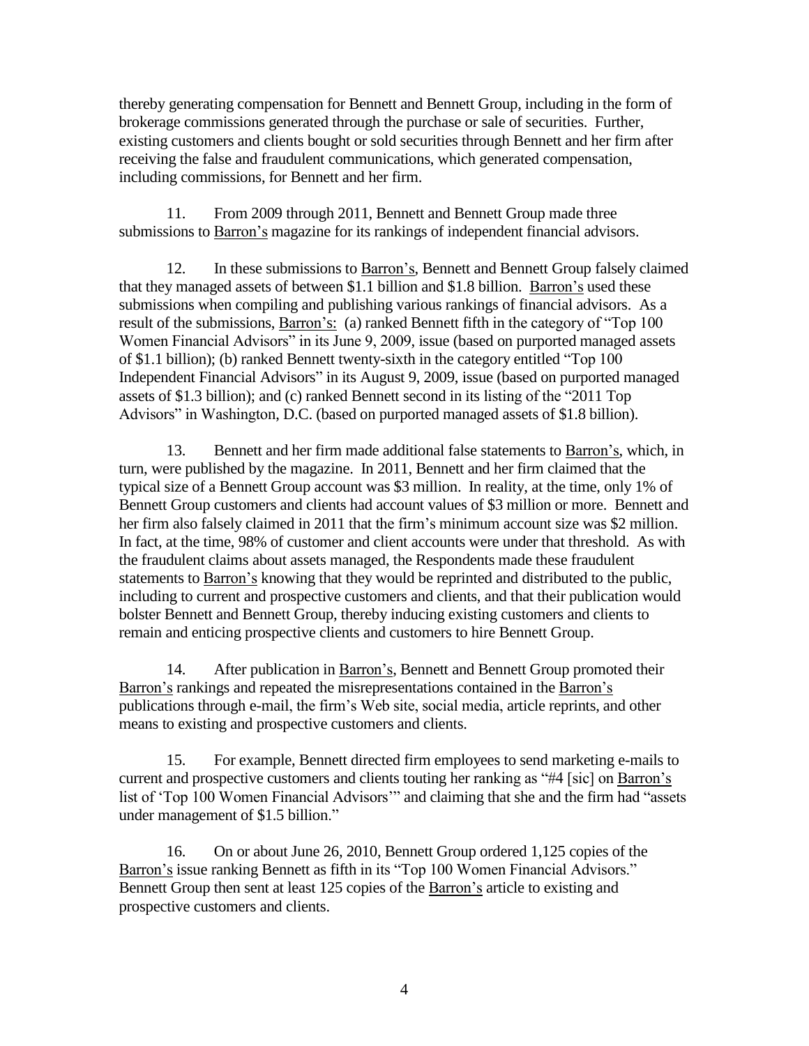thereby generating compensation for Bennett and Bennett Group, including in the form of brokerage commissions generated through the purchase or sale of securities. Further, existing customers and clients bought or sold securities through Bennett and her firm after receiving the false and fraudulent communications, which generated compensation, including commissions, for Bennett and her firm.

11. From 2009 through 2011, Bennett and Bennett Group made three submissions to Barron's magazine for its rankings of independent financial advisors.

12. In these submissions to Barron's, Bennett and Bennett Group falsely claimed that they managed assets of between $1.1 billion and $1.8 billion. Barron's used these submissions when compiling and publishing various rankings of financial advisors. As a result of the submissions, Barron's: (a) ranked Bennett fifth in the category of "Top 100 Women Financial Advisors" in its June 9, 2009, issue (based on purported managed assets of $1.1 billion); (b) ranked Bennett twenty-sixth in the category entitled "Top 100 Independent Financial Advisors" in its August 9, 2009, issue (based on purported managed assets of $1.3 billion); and (c) ranked Bennett second in its listing of the "2011 Top Advisors" in Washington, D.C. (based on purported managed assets of $1.8 billion).

13. Bennett and her firm made additional false statements to Barron's, which, in turn, were published by the magazine. In 2011, Bennett and her firm claimed that the typical size of a Bennett Group account was $3 million. In reality, at the time, only 1% of Bennett Group customers and clients had account values of $3 million or more. Bennett and her firm also falsely claimed in 2011 that the firm's minimum account size was $2 million. In fact, at the time, 98% of customer and client accounts were under that threshold. As with the fraudulent claims about assets managed, the Respondents made these fraudulent statements to Barron's knowing that they would be reprinted and distributed to the public, including to current and prospective customers and clients, and that their publication would bolster Bennett and Bennett Group, thereby inducing existing customers and clients to remain and enticing prospective clients and customers to hire Bennett Group.

14. After publication in Barron's, Bennett and Bennett Group promoted their Barron's rankings and repeated the misrepresentations contained in the Barron's publications through e-mail, the firm's Web site, social media, article reprints, and other means to existing and prospective customers and clients.

15. For example, Bennett directed firm employees to send marketing e-mails to current and prospective customers and clients touting her ranking as "#4 [sic] on Barron's list of 'Top 100 Women Financial Advisors'" and claiming that she and the firm had "assets under management of $1.5 billion."

16. On or about June 26, 2010, Bennett Group ordered 1,125 copies of the Barron's issue ranking Bennett as fifth in its "Top 100 Women Financial Advisors." Bennett Group then sent at least 125 copies of the Barron's article to existing and prospective customers and clients.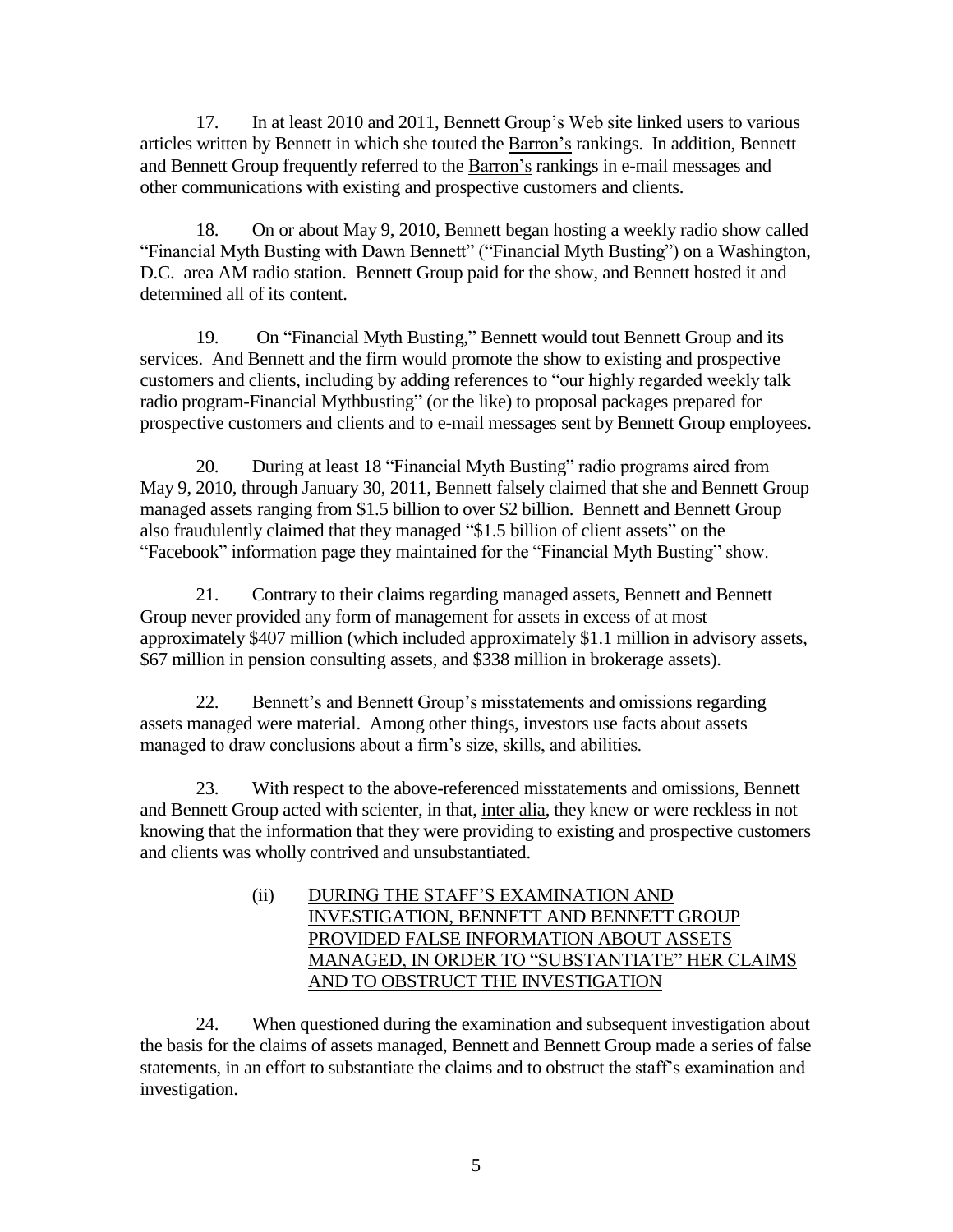17. In at least 2010 and 2011, Bennett Group's Web site linked users to various articles written by Bennett in which she touted the Barron's rankings. In addition, Bennett and Bennett Group frequently referred to the Barron's rankings in e-mail messages and other communications with existing and prospective customers and clients.

18. On or about May 9, 2010, Bennett began hosting a weekly radio show called "Financial Myth Busting with Dawn Bennett" ("Financial Myth Busting") on a Washington, D.C.–area AM radio station. Bennett Group paid for the show, and Bennett hosted it and determined all of its content.

19. On "Financial Myth Busting," Bennett would tout Bennett Group and its services. And Bennett and the firm would promote the show to existing and prospective customers and clients, including by adding references to "our highly regarded weekly talk radio program-Financial Mythbusting" (or the like) to proposal packages prepared for prospective customers and clients and to e-mail messages sent by Bennett Group employees.

20. During at least 18 "Financial Myth Busting" radio programs aired from May 9, 2010, through January 30, 2011, Bennett falsely claimed that she and Bennett Group managed assets ranging from \$1.5 billion to over \$2 billion. Bennett and Bennett Group also fraudulently claimed that they managed "\$1.5 billion of client assets" on the "Facebook" information page they maintained for the "Financial Myth Busting" show.

21. Contrary to their claims regarding managed assets, Bennett and Bennett Group never provided any form of management for assets in excess of at most approximately \$407 million (which included approximately \$1.1 million in advisory assets, \$67 million in pension consulting assets, and \$338 million in brokerage assets).

22. Bennett's and Bennett Group's misstatements and omissions regarding assets managed were material. Among other things, investors use facts about assets managed to draw conclusions about a firm's size, skills, and abilities.

23. With respect to the above-referenced misstatements and omissions, Bennett and Bennett Group acted with scienter, in that, inter alia, they knew or were reckless in not knowing that the information that they were providing to existing and prospective customers and clients was wholly contrived and unsubstantiated.

### (ii) DURING THE STAFF'S EXAMINATION AND INVESTIGATION, BENNETT AND BENNETT GROUP PROVIDED FALSE INFORMATION ABOUT ASSETS MANAGED, IN ORDER TO "SUBSTANTIATE" HER CLAIMS AND TO OBSTRUCT THE INVESTIGATION

24. When questioned during the examination and subsequent investigation about the basis for the claims of assets managed, Bennett and Bennett Group made a series of false statements, in an effort to substantiate the claims and to obstruct the staff's examination and investigation.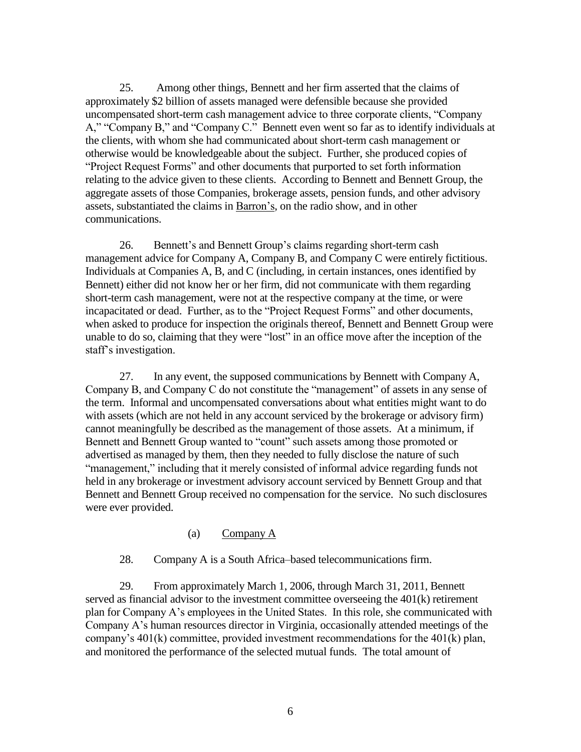25. Among other things, Bennett and her firm asserted that the claims of approximately $2 billion of assets managed were defensible because she provided uncompensated short-term cash management advice to three corporate clients, "Company A," "Company B," and "Company C." Bennett even went so far as to identify individuals at the clients, with whom she had communicated about short-term cash management or otherwise would be knowledgeable about the subject. Further, she produced copies of "Project Request Forms" and other documents that purported to set forth information relating to the advice given to these clients. According to Bennett and Bennett Group, the aggregate assets of those Companies, brokerage assets, pension funds, and other advisory assets, substantiated the claims in <u>Barron's</u>, on the radio show, and in other communications.

26. Bennett's and Bennett Group's claims regarding short-term cash management advice for Company A, Company B, and Company C were entirely fictitious. Individuals at Companies A, B, and C (including, in certain instances, ones identified by Bennett) either did not know her or her firm, did not communicate with them regarding short-term cash management, were not at the respective company at the time, or were incapacitated or dead. Further, as to the "Project Request Forms" and other documents, when asked to produce for inspection the originals thereof, Bennett and Bennett Group were unable to do so, claiming that they were "lost" in an office move after the inception of the staff's investigation.

27. In any event, the supposed communications by Bennett with Company A, Company B, and Company C do not constitute the "management" of assets in any sense of the term. Informal and uncompensated conversations about what entities might want to do with assets (which are not held in any account serviced by the brokerage or advisory firm) cannot meaningfully be described as the management of those assets. At a minimum, if Bennett and Bennett Group wanted to "count" such assets among those promoted or advertised as managed by them, then they needed to fully disclose the nature of such "management," including that it merely consisted of informal advice regarding funds not held in any brokerage or investment advisory account serviced by Bennett Group and that Bennett and Bennett Group received no compensation for the service. No such disclosures were ever provided.

(a) <u>Company A</u>

28. Company A is a South Africa–based telecommunications firm.

29. From approximately March 1, 2006, through March 31, 2011, Bennett served as financial advisor to the investment committee overseeing the 401(k) retirement plan for Company A's employees in the United States. In this role, she communicated with Company A's human resources director in Virginia, occasionally attended meetings of the company's 401(k) committee, provided investment recommendations for the 401(k) plan, and monitored the performance of the selected mutual funds. The total amount of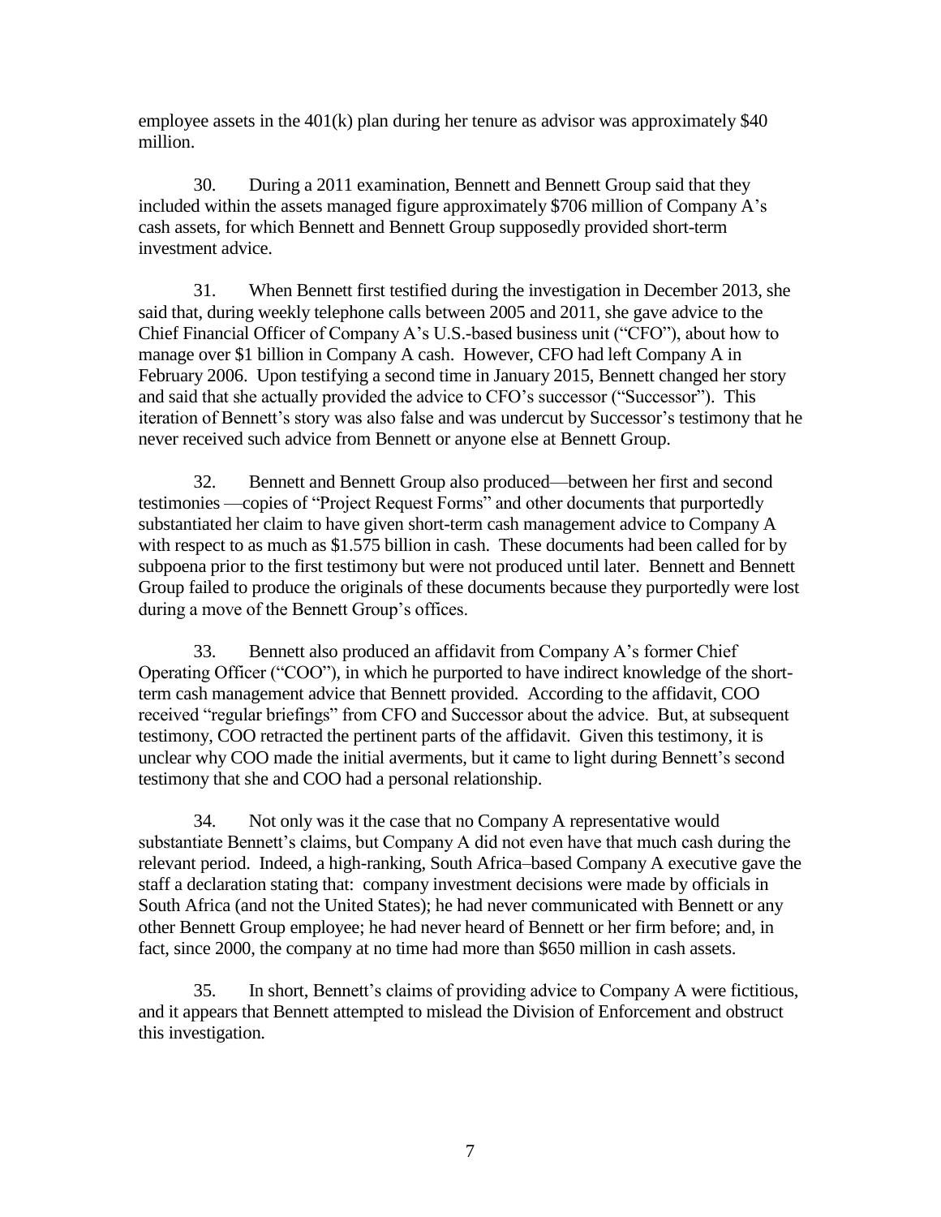employee assets in the 401(k) plan during her tenure as advisor was approximately $40 million.

30. During a 2011 examination, Bennett and Bennett Group said that they included within the assets managed figure approximately $706 million of Company A's cash assets, for which Bennett and Bennett Group supposedly provided short-term investment advice.

31. When Bennett first testified during the investigation in December 2013, she said that, during weekly telephone calls between 2005 and 2011, she gave advice to the Chief Financial Officer of Company A's U.S.-based business unit ("CFO"), about how to manage over $1 billion in Company A cash. However, CFO had left Company A in February 2006. Upon testifying a second time in January 2015, Bennett changed her story and said that she actually provided the advice to CFO's successor ("Successor"). This iteration of Bennett's story was also false and was undercut by Successor's testimony that he never received such advice from Bennett or anyone else at Bennett Group.

32. Bennett and Bennett Group also produced—between her first and second testimonies —copies of "Project Request Forms" and other documents that purportedly substantiated her claim to have given short-term cash management advice to Company A with respect to as much as $1.575 billion in cash. These documents had been called for by subpoena prior to the first testimony but were not produced until later. Bennett and Bennett Group failed to produce the originals of these documents because they purportedly were lost during a move of the Bennett Group's offices.

33. Bennett also produced an affidavit from Company A's former Chief Operating Officer ("COO"), in which he purported to have indirect knowledge of the short-term cash management advice that Bennett provided. According to the affidavit, COO received "regular briefings" from CFO and Successor about the advice. But, at subsequent testimony, COO retracted the pertinent parts of the affidavit. Given this testimony, it is unclear why COO made the initial averments, but it came to light during Bennett's second testimony that she and COO had a personal relationship.

34. Not only was it the case that no Company A representative would substantiate Bennett's claims, but Company A did not even have that much cash during the relevant period. Indeed, a high-ranking, South Africa–based Company A executive gave the staff a declaration stating that: company investment decisions were made by officials in South Africa (and not the United States); he had never communicated with Bennett or any other Bennett Group employee; he had never heard of Bennett or her firm before; and, in fact, since 2000, the company at no time had more than $650 million in cash assets.

35. In short, Bennett's claims of providing advice to Company A were fictitious, and it appears that Bennett attempted to mislead the Division of Enforcement and obstruct this investigation.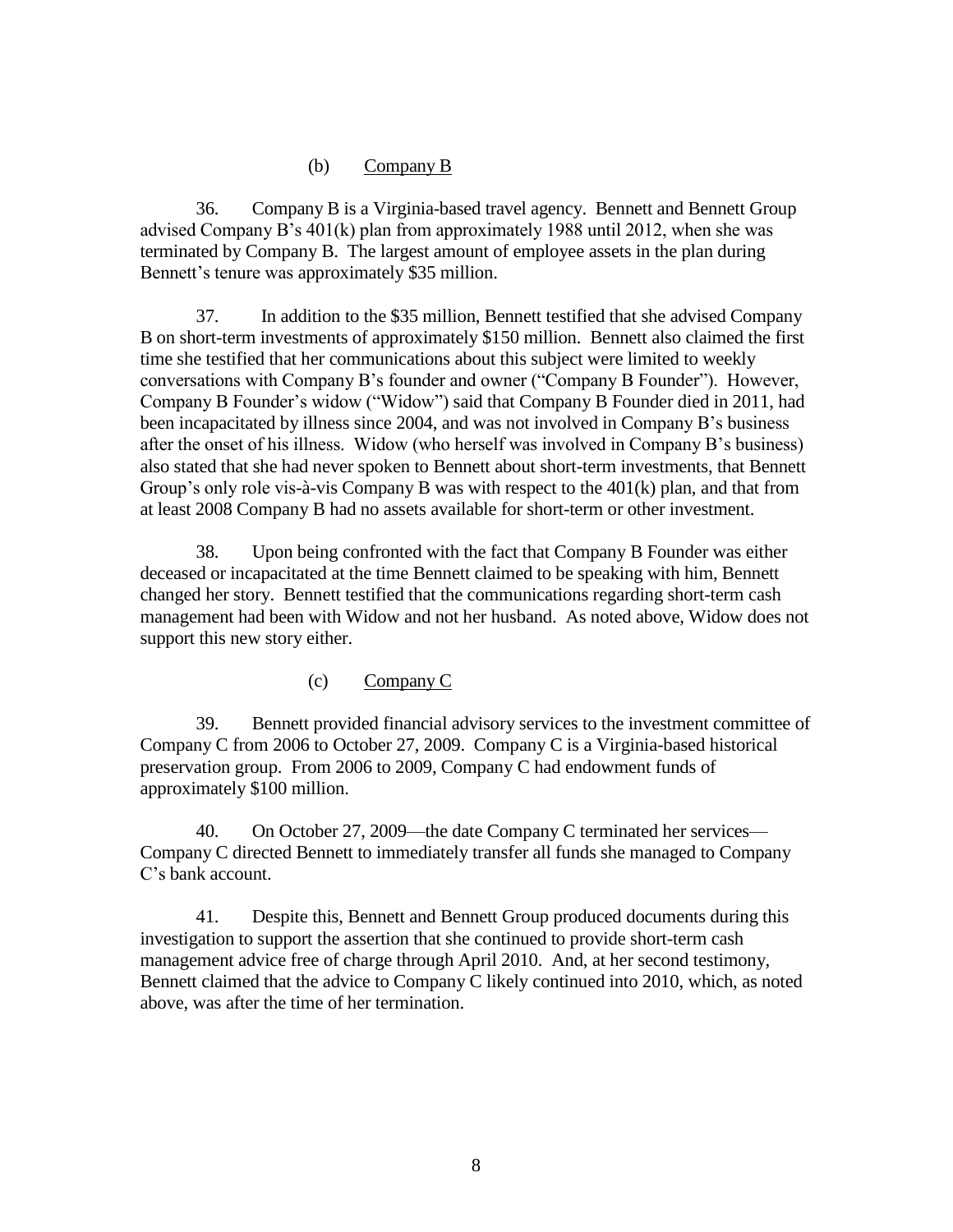### (b) Company B

36. Company B is a Virginia-based travel agency. Bennett and Bennett Group advised Company B's 401(k) plan from approximately 1988 until 2012, when she was terminated by Company B. The largest amount of employee assets in the plan during Bennett's tenure was approximately $35 million.

37. In addition to the $35 million, Bennett testified that she advised Company B on short-term investments of approximately $150 million. Bennett also claimed the first time she testified that her communications about this subject were limited to weekly conversations with Company B's founder and owner ("Company B Founder"). However, Company B Founder's widow ("Widow") said that Company B Founder died in 2011, had been incapacitated by illness since 2004, and was not involved in Company B's business after the onset of his illness. Widow (who herself was involved in Company B's business) also stated that she had never spoken to Bennett about short-term investments, that Bennett Group's only role vis-à-vis Company B was with respect to the 401(k) plan, and that from at least 2008 Company B had no assets available for short-term or other investment.

38. Upon being confronted with the fact that Company B Founder was either deceased or incapacitated at the time Bennett claimed to be speaking with him, Bennett changed her story. Bennett testified that the communications regarding short-term cash management had been with Widow and not her husband. As noted above, Widow does not support this new story either.

### (c) Company C

39. Bennett provided financial advisory services to the investment committee of Company C from 2006 to October 27, 2009. Company C is a Virginia-based historical preservation group. From 2006 to 2009, Company C had endowment funds of approximately $100 million.

40. On October 27, 2009—the date Company C terminated her services—Company C directed Bennett to immediately transfer all funds she managed to Company C's bank account.

41. Despite this, Bennett and Bennett Group produced documents during this investigation to support the assertion that she continued to provide short-term cash management advice free of charge through April 2010. And, at her second testimony, Bennett claimed that the advice to Company C likely continued into 2010, which, as noted above, was after the time of her termination.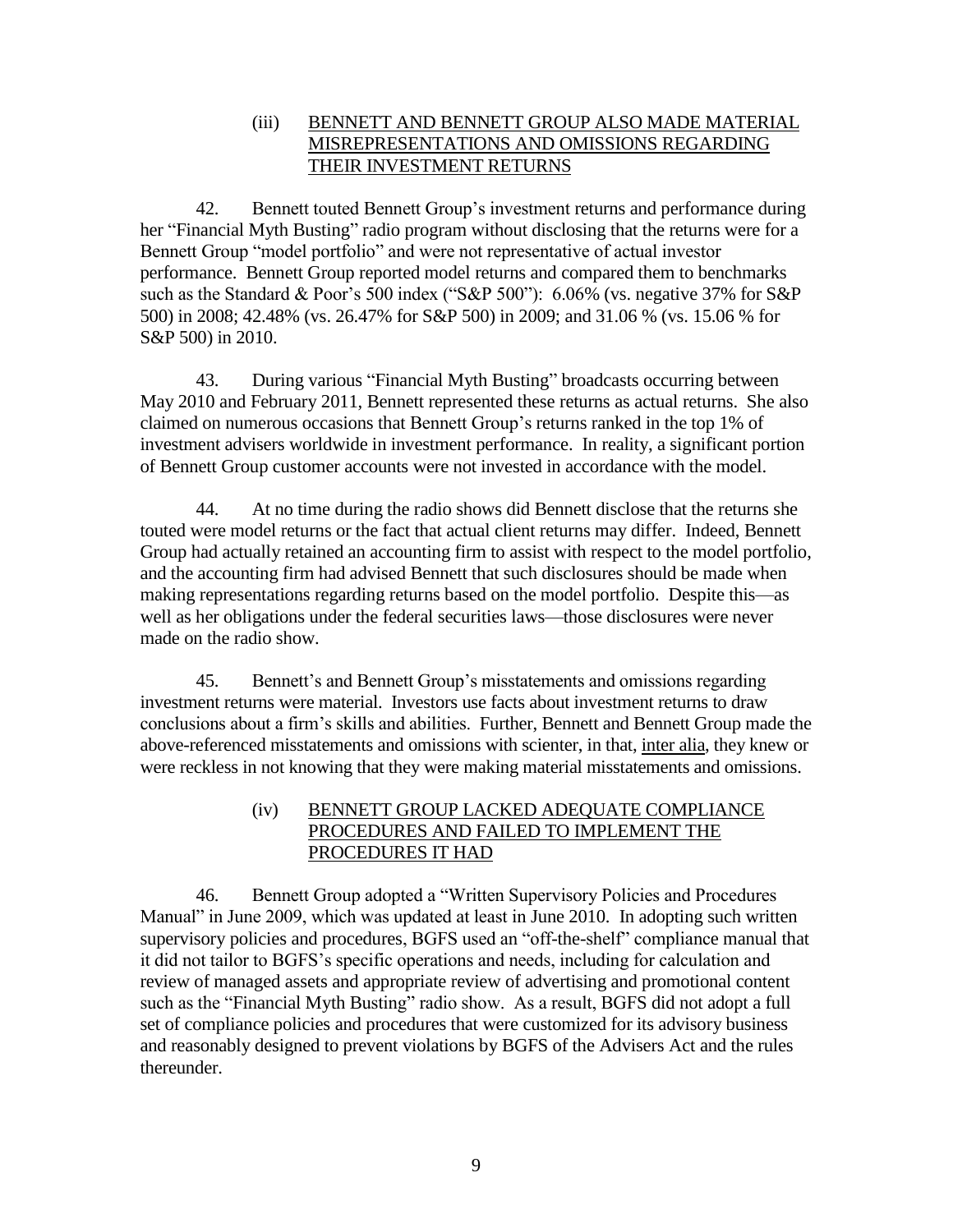### (iii) <u>BENNETT AND BENNETT GROUP ALSO MADE MATERIAL MISREPRESENTATIONS AND OMISSIONS REGARDING THEIR INVESTMENT RETURNS</u>

42. Bennett touted Bennett Group's investment returns and performance during her "Financial Myth Busting" radio program without disclosing that the returns were for a Bennett Group "model portfolio" and were not representative of actual investor performance. Bennett Group reported model returns and compared them to benchmarks such as the Standard & Poor's 500 index ("S&P 500"): 6.06% (vs. negative 37% for S&P 500) in 2008; 42.48% (vs. 26.47% for S&P 500) in 2009; and 31.06 % (vs. 15.06 % for S&P 500) in 2010.

43. During various "Financial Myth Busting" broadcasts occurring between May 2010 and February 2011, Bennett represented these returns as actual returns. She also claimed on numerous occasions that Bennett Group's returns ranked in the top 1% of investment advisers worldwide in investment performance. In reality, a significant portion of Bennett Group customer accounts were not invested in accordance with the model.

44. At no time during the radio shows did Bennett disclose that the returns she touted were model returns or the fact that actual client returns may differ. Indeed, Bennett Group had actually retained an accounting firm to assist with respect to the model portfolio, and the accounting firm had advised Bennett that such disclosures should be made when making representations regarding returns based on the model portfolio. Despite this—as well as her obligations under the federal securities laws—those disclosures were never made on the radio show.

45. Bennett's and Bennett Group's misstatements and omissions regarding investment returns were material. Investors use facts about investment returns to draw conclusions about a firm's skills and abilities. Further, Bennett and Bennett Group made the above-referenced misstatements and omissions with scienter, in that, <u>inter alia</u>, they knew or were reckless in not knowing that they were making material misstatements and omissions.

### (iv) <u>BENNETT GROUP LACKED ADEQUATE COMPLIANCE PROCEDURES AND FAILED TO IMPLEMENT THE PROCEDURES IT HAD</u>

46. Bennett Group adopted a "Written Supervisory Policies and Procedures Manual" in June 2009, which was updated at least in June 2010. In adopting such written supervisory policies and procedures, BGFS used an "off-the-shelf" compliance manual that it did not tailor to BGFS's specific operations and needs, including for calculation and review of managed assets and appropriate review of advertising and promotional content such as the "Financial Myth Busting" radio show. As a result, BGFS did not adopt a full set of compliance policies and procedures that were customized for its advisory business and reasonably designed to prevent violations by BGFS of the Advisers Act and the rules thereunder.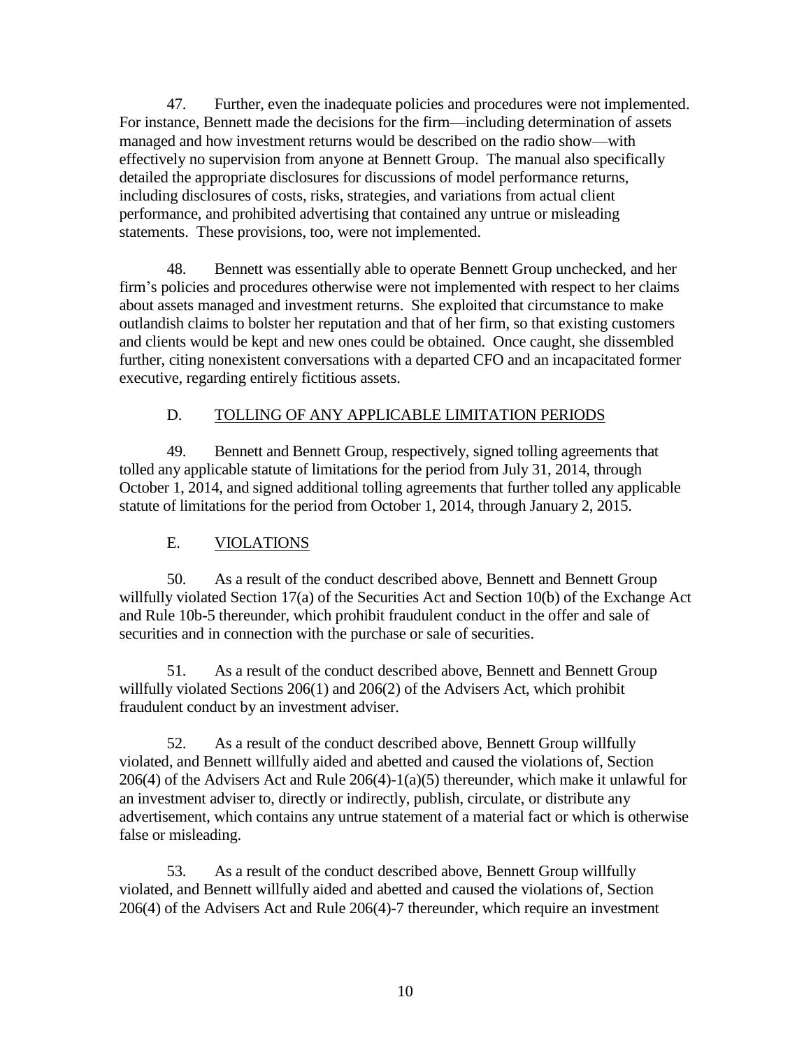47. Further, even the inadequate policies and procedures were not implemented. For instance, Bennett made the decisions for the firm—including determination of assets managed and how investment returns would be described on the radio show—with effectively no supervision from anyone at Bennett Group. The manual also specifically detailed the appropriate disclosures for discussions of model performance returns, including disclosures of costs, risks, strategies, and variations from actual client performance, and prohibited advertising that contained any untrue or misleading statements. These provisions, too, were not implemented.

48. Bennett was essentially able to operate Bennett Group unchecked, and her firm's policies and procedures otherwise were not implemented with respect to her claims about assets managed and investment returns. She exploited that circumstance to make outlandish claims to bolster her reputation and that of her firm, so that existing customers and clients would be kept and new ones could be obtained. Once caught, she dissembled further, citing nonexistent conversations with a departed CFO and an incapacitated former executive, regarding entirely fictitious assets.

## D. TOLLING OF ANY APPLICABLE LIMITATION PERIODS

49. Bennett and Bennett Group, respectively, signed tolling agreements that tolled any applicable statute of limitations for the period from July 31, 2014, through October 1, 2014, and signed additional tolling agreements that further tolled any applicable statute of limitations for the period from October 1, 2014, through January 2, 2015.

## E. VIOLATIONS

50. As a result of the conduct described above, Bennett and Bennett Group willfully violated Section 17(a) of the Securities Act and Section 10(b) of the Exchange Act and Rule 10b-5 thereunder, which prohibit fraudulent conduct in the offer and sale of securities and in connection with the purchase or sale of securities.

51. As a result of the conduct described above, Bennett and Bennett Group willfully violated Sections 206(1) and 206(2) of the Advisers Act, which prohibit fraudulent conduct by an investment adviser.

52. As a result of the conduct described above, Bennett Group willfully violated, and Bennett willfully aided and abetted and caused the violations of, Section 206(4) of the Advisers Act and Rule 206(4)-1(a)(5) thereunder, which make it unlawful for an investment adviser to, directly or indirectly, publish, circulate, or distribute any advertisement, which contains any untrue statement of a material fact or which is otherwise false or misleading.

53. As a result of the conduct described above, Bennett Group willfully violated, and Bennett willfully aided and abetted and caused the violations of, Section 206(4) of the Advisers Act and Rule 206(4)-7 thereunder, which require an investment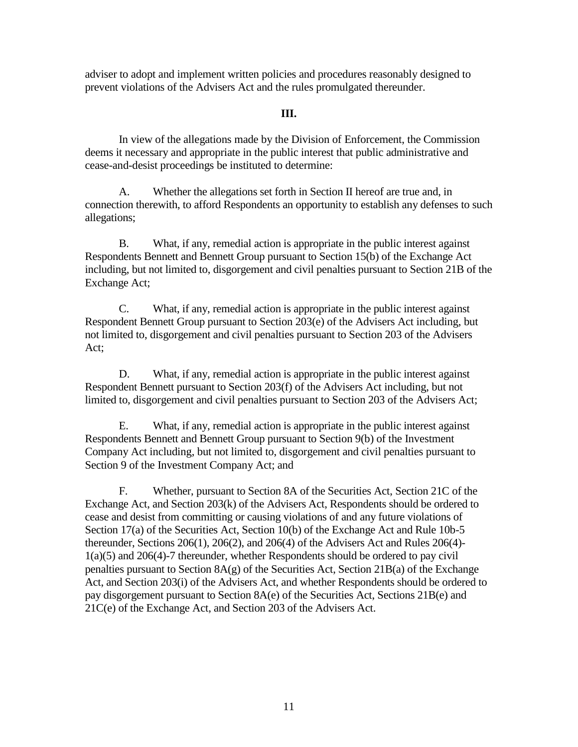adviser to adopt and implement written policies and procedures reasonably designed to prevent violations of the Advisers Act and the rules promulgated thereunder.

**III.**

In view of the allegations made by the Division of Enforcement, the Commission deems it necessary and appropriate in the public interest that public administrative and cease-and-desist proceedings be instituted to determine:

A. Whether the allegations set forth in Section II hereof are true and, in connection therewith, to afford Respondents an opportunity to establish any defenses to such allegations;

B. What, if any, remedial action is appropriate in the public interest against Respondents Bennett and Bennett Group pursuant to Section 15(b) of the Exchange Act including, but not limited to, disgorgement and civil penalties pursuant to Section 21B of the Exchange Act;

C. What, if any, remedial action is appropriate in the public interest against Respondent Bennett Group pursuant to Section 203(e) of the Advisers Act including, but not limited to, disgorgement and civil penalties pursuant to Section 203 of the Advisers Act;

D. What, if any, remedial action is appropriate in the public interest against Respondent Bennett pursuant to Section 203(f) of the Advisers Act including, but not limited to, disgorgement and civil penalties pursuant to Section 203 of the Advisers Act;

E. What, if any, remedial action is appropriate in the public interest against Respondents Bennett and Bennett Group pursuant to Section 9(b) of the Investment Company Act including, but not limited to, disgorgement and civil penalties pursuant to Section 9 of the Investment Company Act; and

F. Whether, pursuant to Section 8A of the Securities Act, Section 21C of the Exchange Act, and Section 203(k) of the Advisers Act, Respondents should be ordered to cease and desist from committing or causing violations of and any future violations of Section 17(a) of the Securities Act, Section 10(b) of the Exchange Act and Rule 10b-5 thereunder, Sections 206(1), 206(2), and 206(4) of the Advisers Act and Rules 206(4)-1(a)(5) and 206(4)-7 thereunder, whether Respondents should be ordered to pay civil penalties pursuant to Section 8A(g) of the Securities Act, Section 21B(a) of the Exchange Act, and Section 203(i) of the Advisers Act, and whether Respondents should be ordered to pay disgorgement pursuant to Section 8A(e) of the Securities Act, Sections 21B(e) and 21C(e) of the Exchange Act, and Section 203 of the Advisers Act.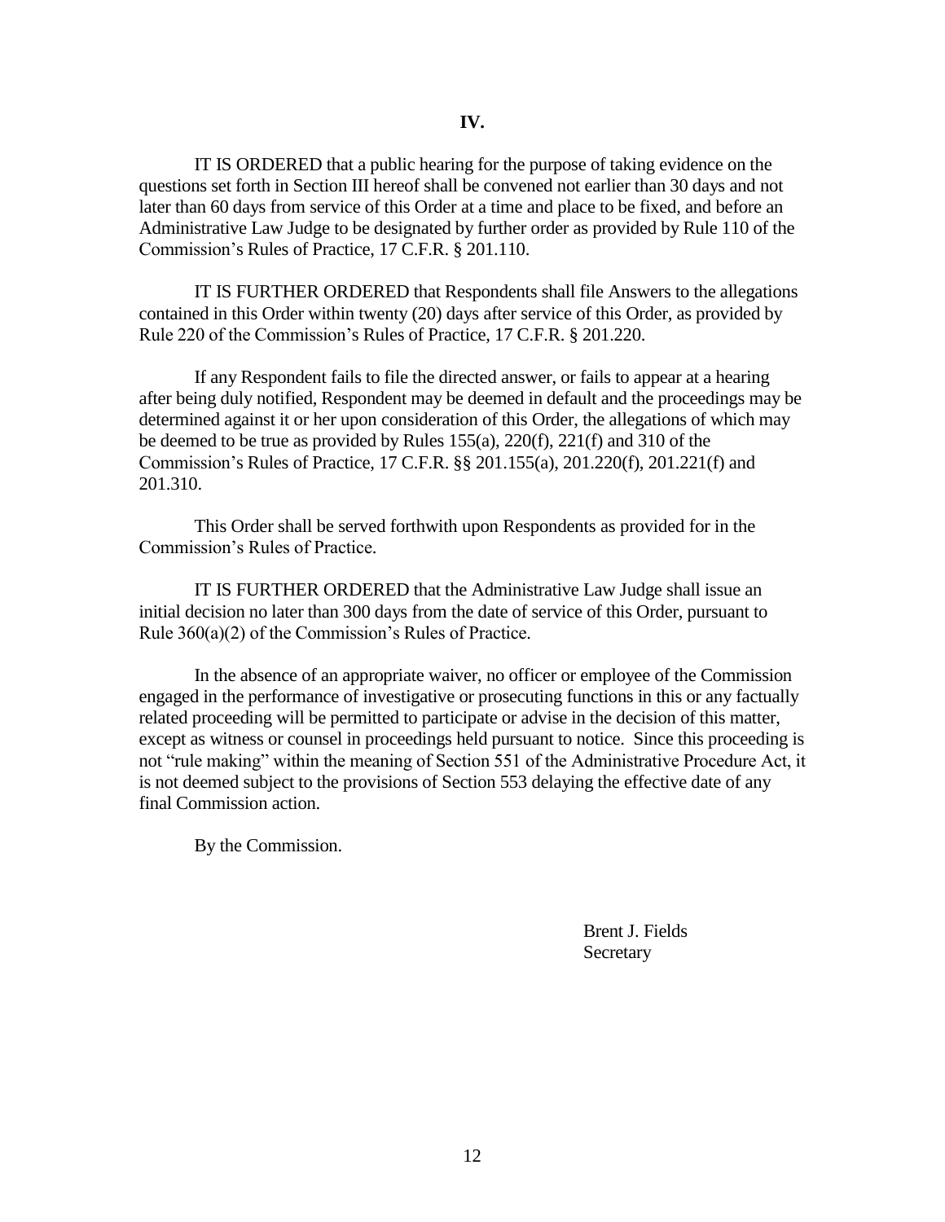## IV.

IT IS ORDERED that a public hearing for the purpose of taking evidence on the questions set forth in Section III hereof shall be convened not earlier than 30 days and not later than 60 days from service of this Order at a time and place to be fixed, and before an Administrative Law Judge to be designated by further order as provided by Rule 110 of the Commission's Rules of Practice, 17 C.F.R. § 201.110.

IT IS FURTHER ORDERED that Respondents shall file Answers to the allegations contained in this Order within twenty (20) days after service of this Order, as provided by Rule 220 of the Commission's Rules of Practice, 17 C.F.R. § 201.220.

If any Respondent fails to file the directed answer, or fails to appear at a hearing after being duly notified, Respondent may be deemed in default and the proceedings may be determined against it or her upon consideration of this Order, the allegations of which may be deemed to be true as provided by Rules 155(a), 220(f), 221(f) and 310 of the Commission's Rules of Practice, 17 C.F.R. §§ 201.155(a), 201.220(f), 201.221(f) and 201.310.

This Order shall be served forthwith upon Respondents as provided for in the Commission's Rules of Practice.

IT IS FURTHER ORDERED that the Administrative Law Judge shall issue an initial decision no later than 300 days from the date of service of this Order, pursuant to Rule 360(a)(2) of the Commission's Rules of Practice.

In the absence of an appropriate waiver, no officer or employee of the Commission engaged in the performance of investigative or prosecuting functions in this or any factually related proceeding will be permitted to participate or advise in the decision of this matter, except as witness or counsel in proceedings held pursuant to notice. Since this proceeding is not "rule making" within the meaning of Section 551 of the Administrative Procedure Act, it is not deemed subject to the provisions of Section 553 delaying the effective date of any final Commission action.

By the Commission.

Brent J. Fields
Secretary